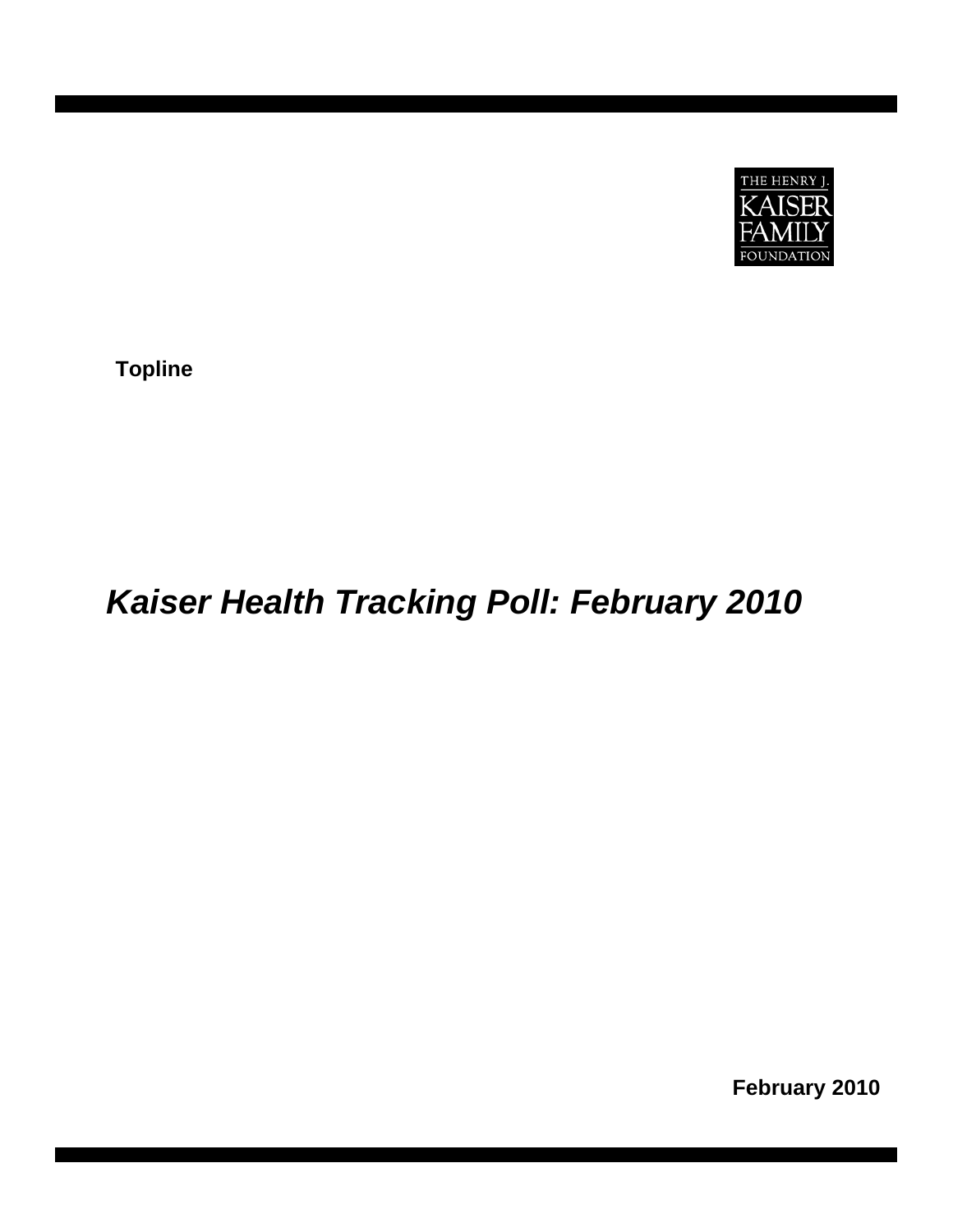THE HENRY J. KAISER FAMILY FOUNDATION

**Topline**

# *Kaiser Health Tracking Poll: February 2010*

**February 2010**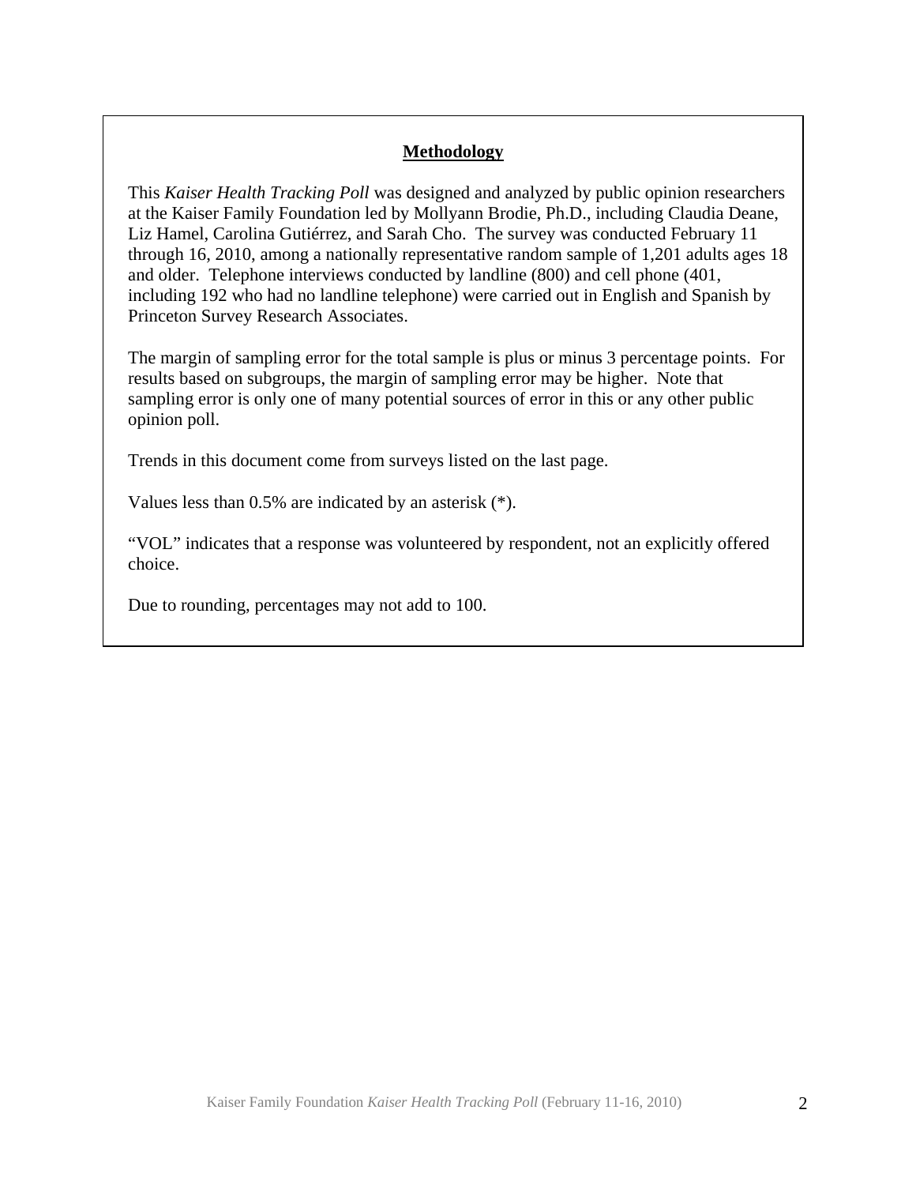## Methodology

This *Kaiser Health Tracking Poll* was designed and analyzed by public opinion researchers at the Kaiser Family Foundation led by Mollyann Brodie, Ph.D., including Claudia Deane, Liz Hamel, Carolina Gutiérrez, and Sarah Cho. The survey was conducted February 11 through 16, 2010, among a nationally representative random sample of 1,201 adults ages 18 and older. Telephone interviews conducted by landline (800) and cell phone (401, including 192 who had no landline telephone) were carried out in English and Spanish by Princeton Survey Research Associates.

The margin of sampling error for the total sample is plus or minus 3 percentage points. For results based on subgroups, the margin of sampling error may be higher. Note that sampling error is only one of many potential sources of error in this or any other public opinion poll.

Trends in this document come from surveys listed on the last page.

Values less than 0.5% are indicated by an asterisk (*).

"VOL" indicates that a response was volunteered by respondent, not an explicitly offered choice.

Due to rounding, percentages may not add to 100.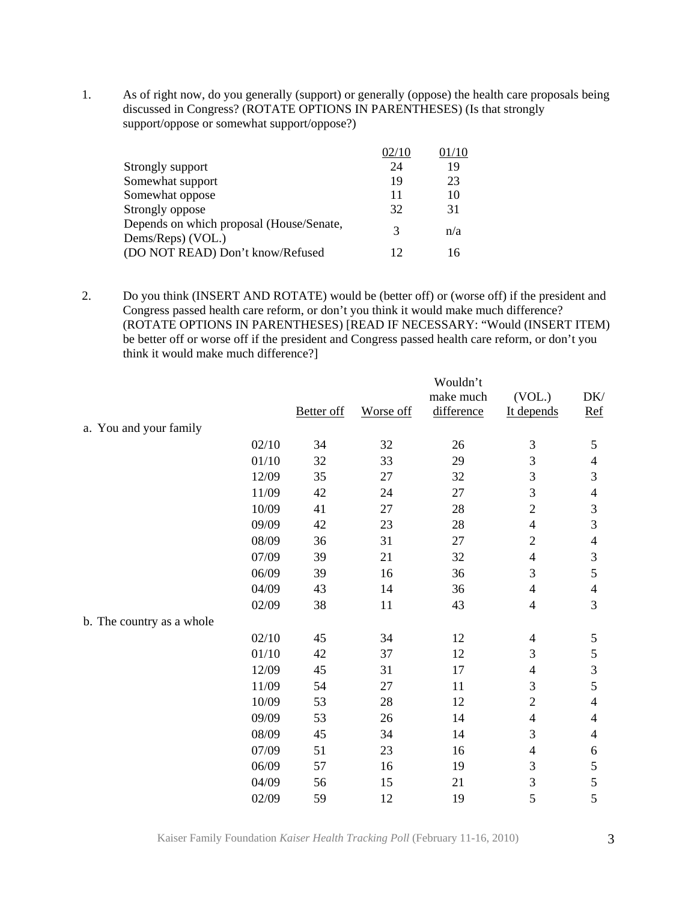1. As of right now, do you generally (support) or generally (oppose) the health care proposals being discussed in Congress? (ROTATE OPTIONS IN PARENTHESES) (Is that strongly support/oppose or somewhat support/oppose?)

| | 02/10 | 01/10 |
|---|---|---|
| Strongly support | 24 | 19 |
| Somewhat support | 19 | 23 |
| Somewhat oppose | 11 | 10 |
| Strongly oppose | 32 | 31 |
| Depends on which proposal (House/Senate, Dems/Reps) (VOL.) | 3 | n/a |
| (DO NOT READ) Don't know/Refused | 12 | 16 |

2. Do you think (INSERT AND ROTATE) would be (better off) or (worse off) if the president and Congress passed health care reform, or don't you think it would make much difference? (ROTATE OPTIONS IN PARENTHESES) [READ IF NECESSARY: "Would (INSERT ITEM) be better off or worse off if the president and Congress passed health care reform, or don't you think it would make much difference?]

| | | Better off | Worse off | Wouldn't make much difference | (VOL.) It depends | DK/ Ref |
|---|---|---|---|---|---|---|
| a. You and your family | | | | | | |
| | 02/10 | 34 | 32 | 26 | 3 | 5 |
| | 01/10 | 32 | 33 | 29 | 3 | 4 |
| | 12/09 | 35 | 27 | 32 | 3 | 3 |
| | 11/09 | 42 | 24 | 27 | 3 | 4 |
| | 10/09 | 41 | 27 | 28 | 2 | 3 |
| | 09/09 | 42 | 23 | 28 | 4 | 3 |
| | 08/09 | 36 | 31 | 27 | 2 | 4 |
| | 07/09 | 39 | 21 | 32 | 4 | 3 |
| | 06/09 | 39 | 16 | 36 | 3 | 5 |
| | 04/09 | 43 | 14 | 36 | 4 | 4 |
| | 02/09 | 38 | 11 | 43 | 4 | 3 |
| b. The country as a whole | | | | | | |
| | 02/10 | 45 | 34 | 12 | 4 | 5 |
| | 01/10 | 42 | 37 | 12 | 3 | 5 |
| | 12/09 | 45 | 31 | 17 | 4 | 3 |
| | 11/09 | 54 | 27 | 11 | 3 | 5 |
| | 10/09 | 53 | 28 | 12 | 2 | 4 |
| | 09/09 | 53 | 26 | 14 | 4 | 4 |
| | 08/09 | 45 | 34 | 14 | 3 | 4 |
| | 07/09 | 51 | 23 | 16 | 4 | 6 |
| | 06/09 | 57 | 16 | 19 | 3 | 5 |
| | 04/09 | 56 | 15 | 21 | 3 | 5 |
| | 02/09 | 59 | 12 | 19 | 5 | 5 |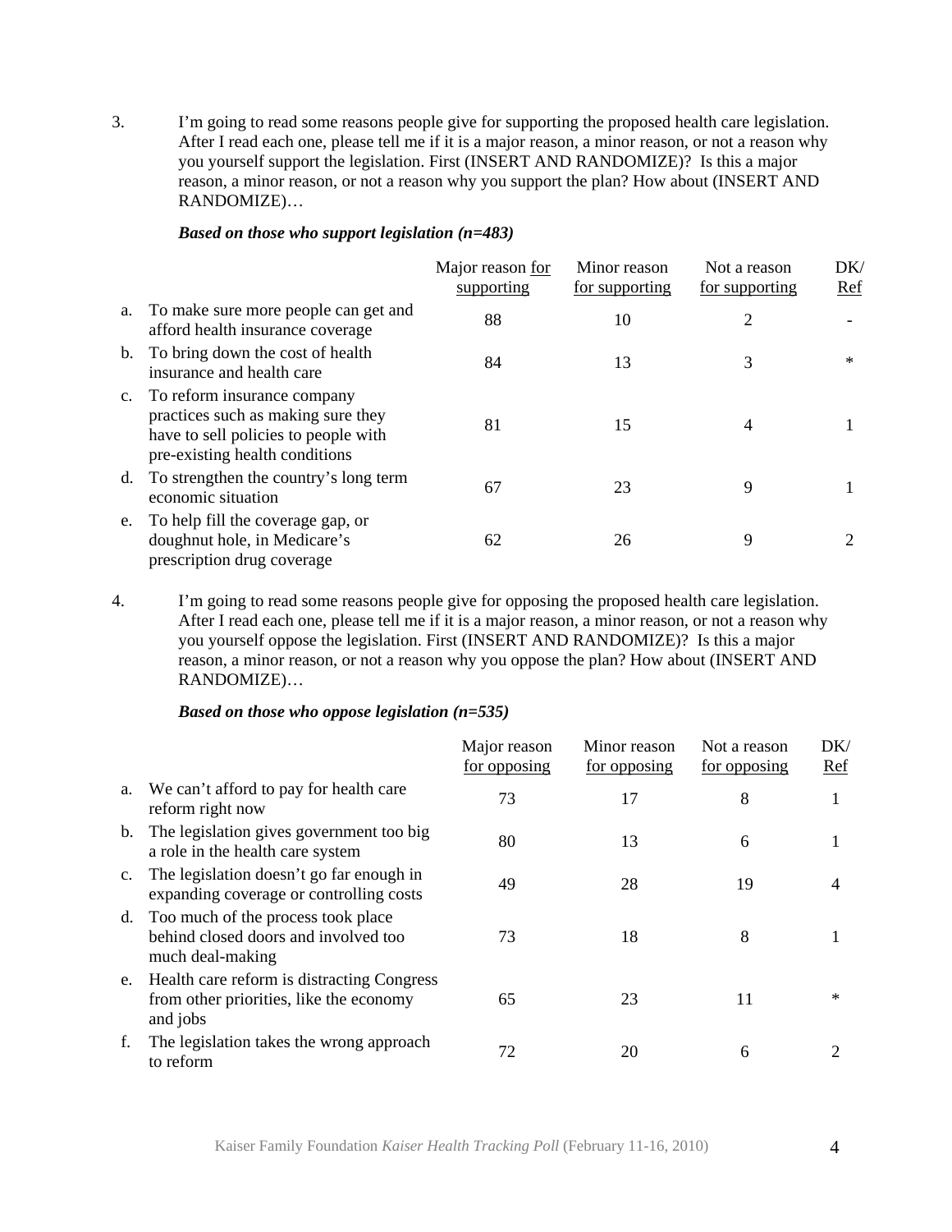3. I'm going to read some reasons people give for supporting the proposed health care legislation. After I read each one, please tell me if it is a major reason, a minor reason, or not a reason why you yourself support the legislation. First (INSERT AND RANDOMIZE)? Is this a major reason, a minor reason, or not a reason why you support the plan? How about (INSERT AND RANDOMIZE)…

***Based on those who support legislation (n=483)***

| | | Major reason for supporting | Minor reason for supporting | Not a reason for supporting | DK/ Ref |
|---|---|---|---|---|---|
| a. | To make sure more people can get and afford health insurance coverage | 88 | 10 | 2 | - |
| b. | To bring down the cost of health insurance and health care | 84 | 13 | 3 | * |
| c. | To reform insurance company practices such as making sure they have to sell policies to people with pre-existing health conditions | 81 | 15 | 4 | 1 |
| d. | To strengthen the country's long term economic situation | 67 | 23 | 9 | 1 |
| e. | To help fill the coverage gap, or doughnut hole, in Medicare's prescription drug coverage | 62 | 26 | 9 | 2 |

4. I'm going to read some reasons people give for opposing the proposed health care legislation. After I read each one, please tell me if it is a major reason, a minor reason, or not a reason why you yourself oppose the legislation. First (INSERT AND RANDOMIZE)? Is this a major reason, a minor reason, or not a reason why you oppose the plan? How about (INSERT AND RANDOMIZE)…

***Based on those who oppose legislation (n=535)***

| | | Major reason for opposing | Minor reason for opposing | Not a reason for opposing | DK/ Ref |
|---|---|---|---|---|---|
| a. | We can't afford to pay for health care reform right now | 73 | 17 | 8 | 1 |
| b. | The legislation gives government too big a role in the health care system | 80 | 13 | 6 | 1 |
| c. | The legislation doesn't go far enough in expanding coverage or controlling costs | 49 | 28 | 19 | 4 |
| d. | Too much of the process took place behind closed doors and involved too much deal-making | 73 | 18 | 8 | 1 |
| e. | Health care reform is distracting Congress from other priorities, like the economy and jobs | 65 | 23 | 11 | * |
| f. | The legislation takes the wrong approach to reform | 72 | 20 | 6 | 2 |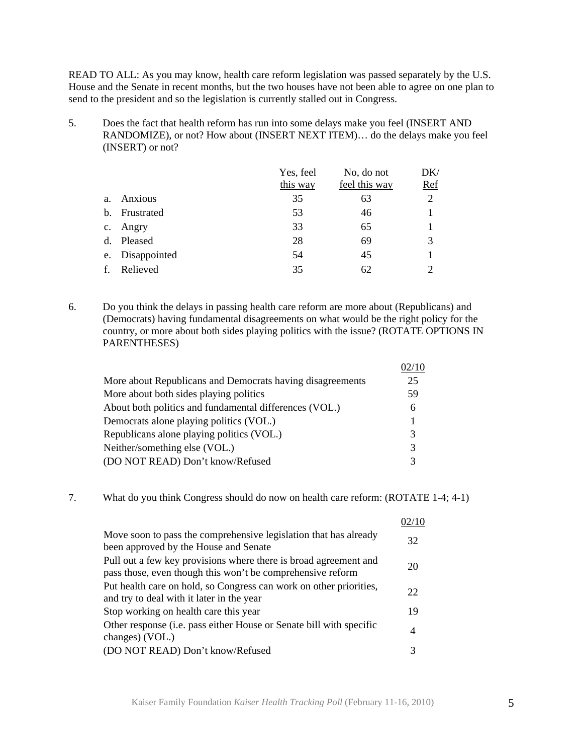READ TO ALL: As you may know, health care reform legislation was passed separately by the U.S. House and the Senate in recent months, but the two houses have not been able to agree on one plan to send to the president and so the legislation is currently stalled out in Congress.

5. Does the fact that health reform has run into some delays make you feel (INSERT AND RANDOMIZE), or not? How about (INSERT NEXT ITEM)… do the delays make you feel (INSERT) or not?

| | Yes, feel this way | No, do not feel this way | DK/ Ref |
|---|---|---|---|
| a. Anxious | 35 | 63 | 2 |
| b. Frustrated | 53 | 46 | 1 |
| c. Angry | 33 | 65 | 1 |
| d. Pleased | 28 | 69 | 3 |
| e. Disappointed | 54 | 45 | 1 |
| f. Relieved | 35 | 62 | 2 |

6. Do you think the delays in passing health care reform are more about (Republicans) and (Democrats) having fundamental disagreements on what would be the right policy for the country, or more about both sides playing politics with the issue? (ROTATE OPTIONS IN PARENTHESES)

| | 02/10 |
|---|---|
| More about Republicans and Democrats having disagreements | 25 |
| More about both sides playing politics | 59 |
| About both politics and fundamental differences (VOL.) | 6 |
| Democrats alone playing politics (VOL.) | 1 |
| Republicans alone playing politics (VOL.) | 3 |
| Neither/something else (VOL.) | 3 |
| (DO NOT READ) Don't know/Refused | 3 |

7. What do you think Congress should do now on health care reform: (ROTATE 1-4; 4-1)

| | 02/10 |
|---|---|
| Move soon to pass the comprehensive legislation that has already been approved by the House and Senate | 32 |
| Pull out a few key provisions where there is broad agreement and pass those, even though this won't be comprehensive reform | 20 |
| Put health care on hold, so Congress can work on other priorities, and try to deal with it later in the year | 22 |
| Stop working on health care this year | 19 |
| Other response (i.e. pass either House or Senate bill with specific changes) (VOL.) | 4 |
| (DO NOT READ) Don't know/Refused | 3 |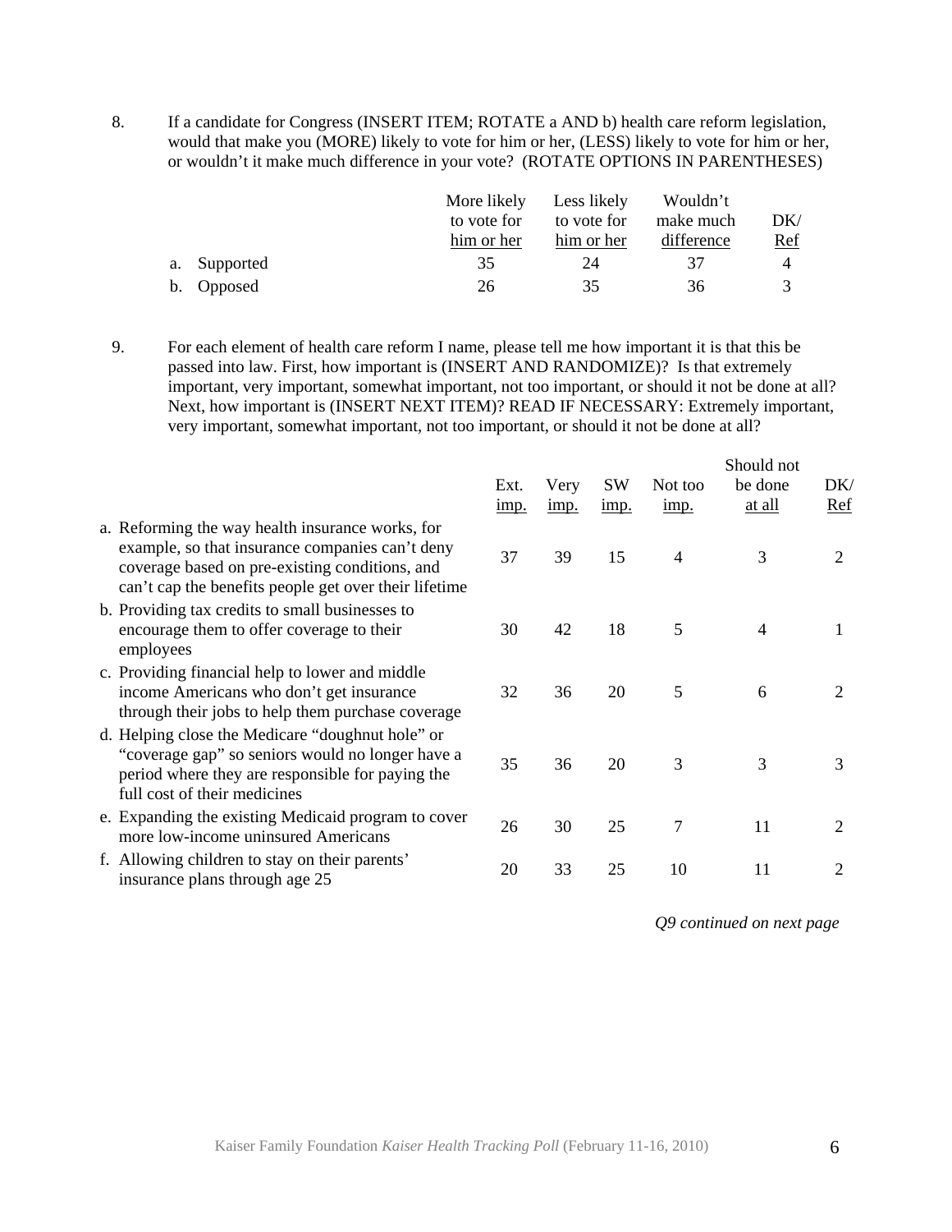8. If a candidate for Congress (INSERT ITEM; ROTATE a AND b) health care reform legislation, would that make you (MORE) likely to vote for him or her, (LESS) likely to vote for him or her, or wouldn't it make much difference in your vote? (ROTATE OPTIONS IN PARENTHESES)

| | More likely to vote for him or her | Less likely to vote for him or her | Wouldn't make much difference | DK/ Ref |
|---|---|---|---|---|
| a. Supported | 35 | 24 | 37 | 4 |
| b. Opposed | 26 | 35 | 36 | 3 |

9. For each element of health care reform I name, please tell me how important it is that this be passed into law. First, how important is (INSERT AND RANDOMIZE)? Is that extremely important, very important, somewhat important, not too important, or should it not be done at all? Next, how important is (INSERT NEXT ITEM)? READ IF NECESSARY: Extremely important, very important, somewhat important, not too important, or should it not be done at all?

| | Ext. imp. | Very imp. | SW imp. | Not too imp. | Should not be done at all | DK/ Ref |
|---|---|---|---|---|---|---|
| a. Reforming the way health insurance works, for example, so that insurance companies can't deny coverage based on pre-existing conditions, and can't cap the benefits people get over their lifetime | 37 | 39 | 15 | 4 | 3 | 2 |
| b. Providing tax credits to small businesses to encourage them to offer coverage to their employees | 30 | 42 | 18 | 5 | 4 | 1 |
| c. Providing financial help to lower and middle income Americans who don't get insurance through their jobs to help them purchase coverage | 32 | 36 | 20 | 5 | 6 | 2 |
| d. Helping close the Medicare "doughnut hole" or "coverage gap" so seniors would no longer have a period where they are responsible for paying the full cost of their medicines | 35 | 36 | 20 | 3 | 3 | 3 |
| e. Expanding the existing Medicaid program to cover more low-income uninsured Americans | 26 | 30 | 25 | 7 | 11 | 2 |
| f. Allowing children to stay on their parents' insurance plans through age 25 | 20 | 33 | 25 | 10 | 11 | 2 |

*Q9 continued on next page*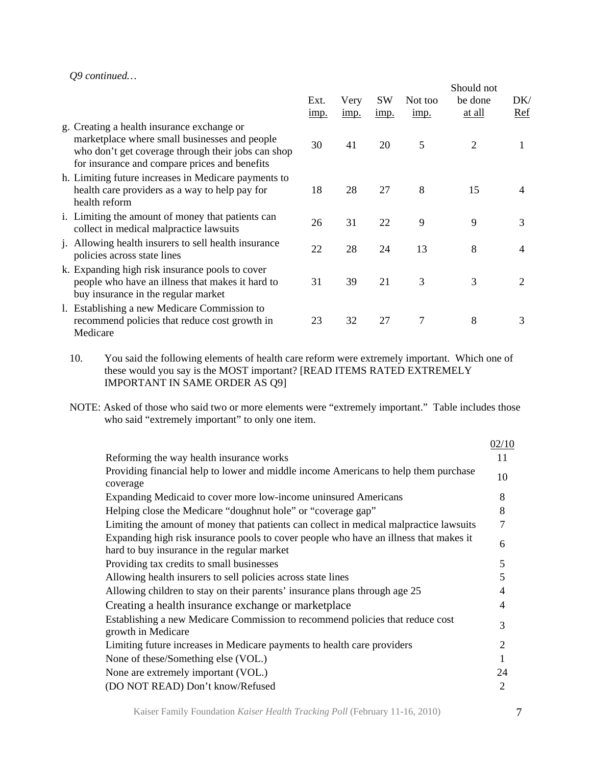*Q9 continued…*

| | Ext. imp. | Very imp. | SW imp. | Not too imp. | Should not be done at all | DK/ Ref |
|---|---|---|---|---|---|---|
| g. Creating a health insurance exchange or marketplace where small businesses and people who don't get coverage through their jobs can shop for insurance and compare prices and benefits | 30 | 41 | 20 | 5 | 2 | 1 |
| h. Limiting future increases in Medicare payments to health care providers as a way to help pay for health reform | 18 | 28 | 27 | 8 | 15 | 4 |
| i. Limiting the amount of money that patients can collect in medical malpractice lawsuits | 26 | 31 | 22 | 9 | 9 | 3 |
| j. Allowing health insurers to sell health insurance policies across state lines | 22 | 28 | 24 | 13 | 8 | 4 |
| k. Expanding high risk insurance pools to cover people who have an illness that makes it hard to buy insurance in the regular market | 31 | 39 | 21 | 3 | 3 | 2 |
| l. Establishing a new Medicare Commission to recommend policies that reduce cost growth in Medicare | 23 | 32 | 27 | 7 | 8 | 3 |

10. You said the following elements of health care reform were extremely important. Which one of these would you say is the MOST important? [READ ITEMS RATED EXTREMELY IMPORTANT IN SAME ORDER AS Q9]

NOTE: Asked of those who said two or more elements were "extremely important." Table includes those who said "extremely important" to only one item.

| | 02/10 |
|---|---|
| Reforming the way health insurance works | 11 |
| Providing financial help to lower and middle income Americans to help them purchase coverage | 10 |
| Expanding Medicaid to cover more low-income uninsured Americans | 8 |
| Helping close the Medicare "doughnut hole" or "coverage gap" | 8 |
| Limiting the amount of money that patients can collect in medical malpractice lawsuits | 7 |
| Expanding high risk insurance pools to cover people who have an illness that makes it hard to buy insurance in the regular market | 6 |
| Providing tax credits to small businesses | 5 |
| Allowing health insurers to sell policies across state lines | 5 |
| Allowing children to stay on their parents' insurance plans through age 25 | 4 |
| Creating a health insurance exchange or marketplace | 4 |
| Establishing a new Medicare Commission to recommend policies that reduce cost growth in Medicare | 3 |
| Limiting future increases in Medicare payments to health care providers | 2 |
| None of these/Something else (VOL.) | 1 |
| None are extremely important (VOL.) | 24 |
| (DO NOT READ) Don't know/Refused | 2 |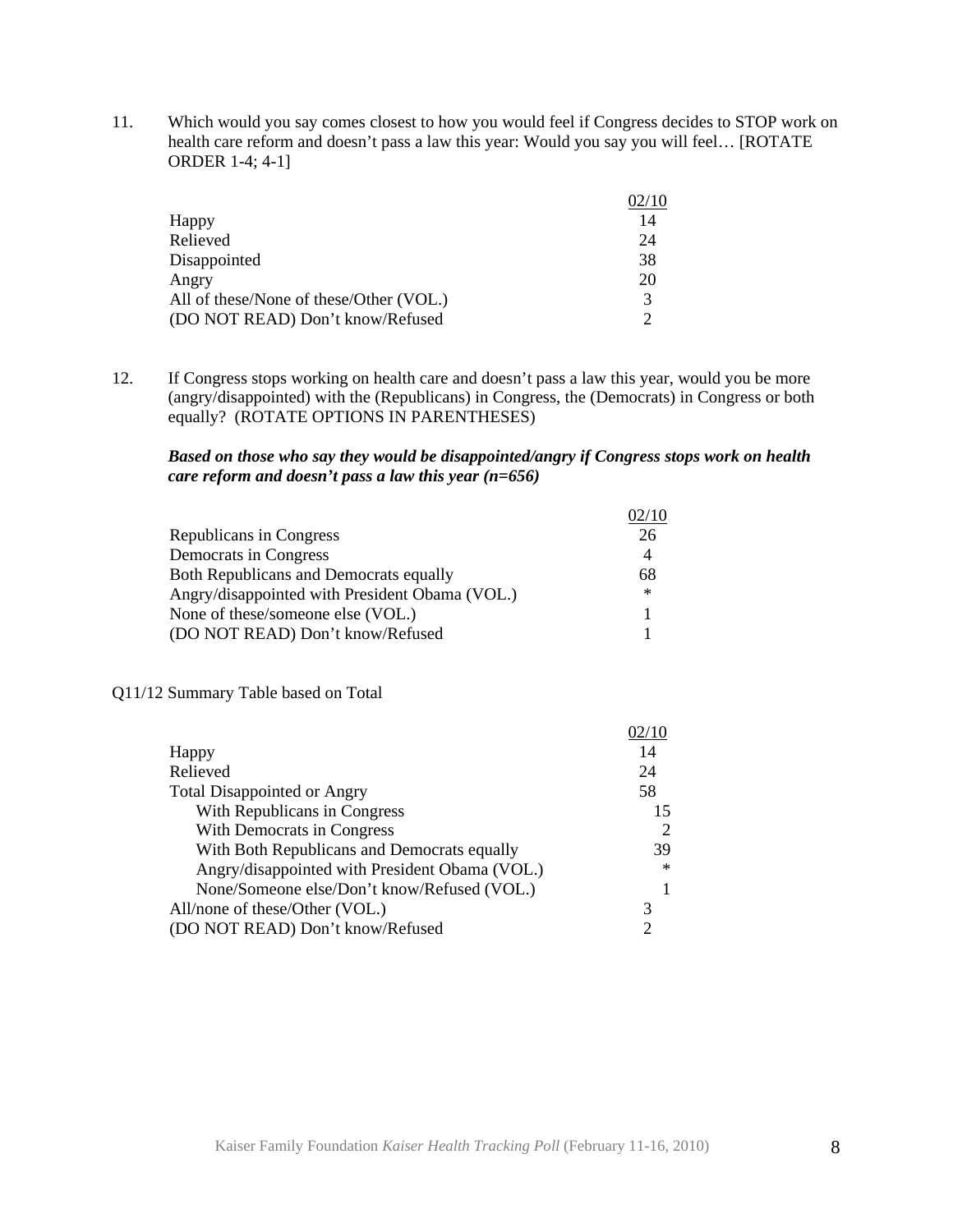11. Which would you say comes closest to how you would feel if Congress decides to STOP work on health care reform and doesn't pass a law this year: Would you say you will feel… [ROTATE ORDER 1-4; 4-1]

| | 02/10 |
|---|---|
| Happy | 14 |
| Relieved | 24 |
| Disappointed | 38 |
| Angry | 20 |
| All of these/None of these/Other (VOL.) | 3 |
| (DO NOT READ) Don't know/Refused | 2 |

12. If Congress stops working on health care and doesn't pass a law this year, would you be more (angry/disappointed) with the (Republicans) in Congress, the (Democrats) in Congress or both equally? (ROTATE OPTIONS IN PARENTHESES)

***Based on those who say they would be disappointed/angry if Congress stops work on health care reform and doesn't pass a law this year (n=656)***

| | 02/10 |
|---|---|
| Republicans in Congress | 26 |
| Democrats in Congress | 4 |
| Both Republicans and Democrats equally | 68 |
| Angry/disappointed with President Obama (VOL.) | * |
| None of these/someone else (VOL.) | 1 |
| (DO NOT READ) Don't know/Refused | 1 |

Q11/12 Summary Table based on Total

| | 02/10 |
|---|---|
| Happy | 14 |
| Relieved | 24 |
| Total Disappointed or Angry | 58 |
| With Republicans in Congress | 15 |
| With Democrats in Congress | 2 |
| With Both Republicans and Democrats equally | 39 |
| Angry/disappointed with President Obama (VOL.) | * |
| None/Someone else/Don't know/Refused (VOL.) | 1 |
| All/none of these/Other (VOL.) | 3 |
| (DO NOT READ) Don't know/Refused | 2 |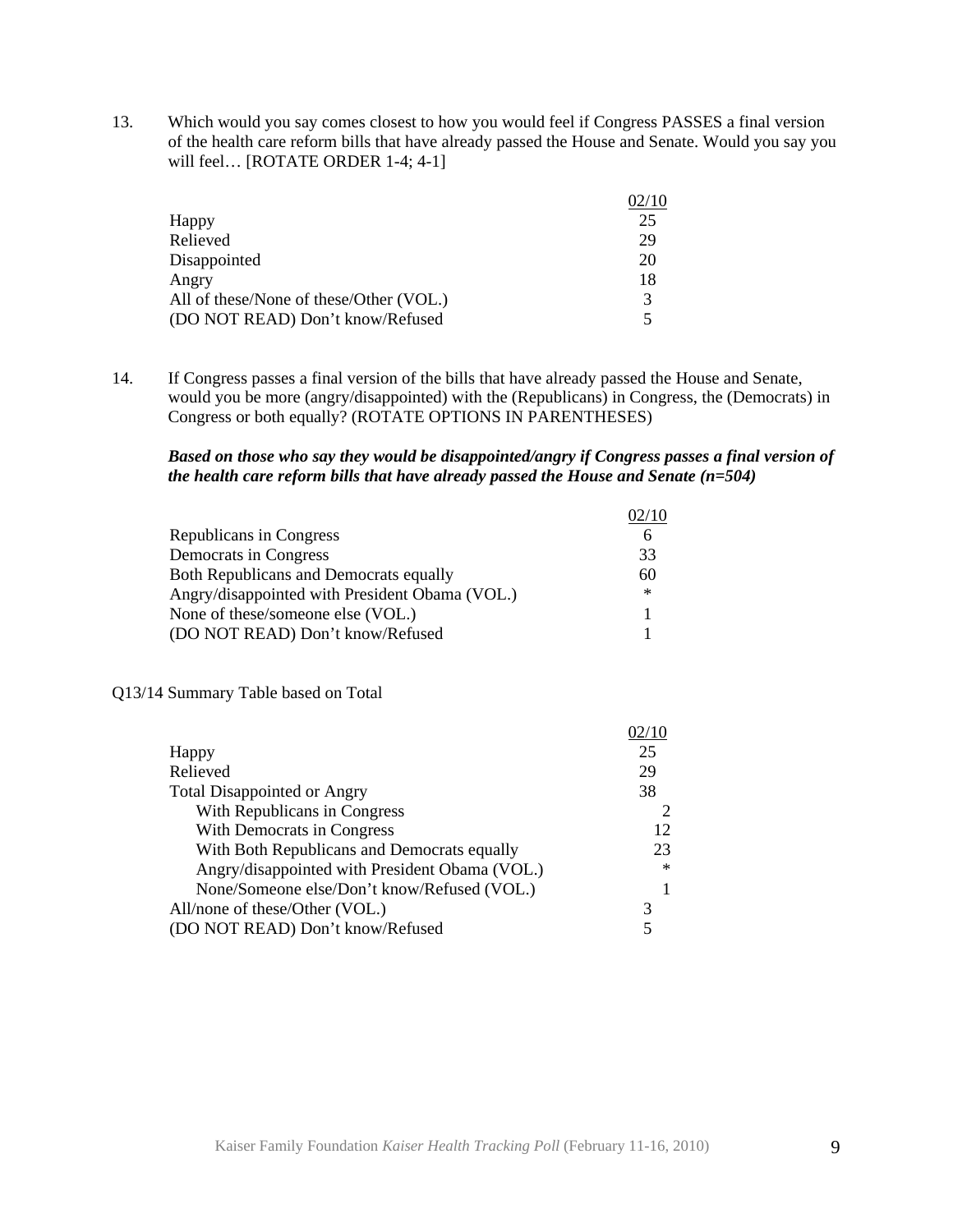13. Which would you say comes closest to how you would feel if Congress PASSES a final version of the health care reform bills that have already passed the House and Senate. Would you say you will feel… [ROTATE ORDER 1-4; 4-1]

| | 02/10 |
|---|---|
| Happy | 25 |
| Relieved | 29 |
| Disappointed | 20 |
| Angry | 18 |
| All of these/None of these/Other (VOL.) | 3 |
| (DO NOT READ) Don't know/Refused | 5 |

14. If Congress passes a final version of the bills that have already passed the House and Senate, would you be more (angry/disappointed) with the (Republicans) in Congress, the (Democrats) in Congress or both equally? (ROTATE OPTIONS IN PARENTHESES)

***Based on those who say they would be disappointed/angry if Congress passes a final version of the health care reform bills that have already passed the House and Senate (n=504)***

| | 02/10 |
|---|---|
| Republicans in Congress | 6 |
| Democrats in Congress | 33 |
| Both Republicans and Democrats equally | 60 |
| Angry/disappointed with President Obama (VOL.) | * |
| None of these/someone else (VOL.) | 1 |
| (DO NOT READ) Don't know/Refused | 1 |

Q13/14 Summary Table based on Total

| | 02/10 |
|---|---|
| Happy | 25 |
| Relieved | 29 |
| Total Disappointed or Angry | 38 |
| With Republicans in Congress | 2 |
| With Democrats in Congress | 12 |
| With Both Republicans and Democrats equally | 23 |
| Angry/disappointed with President Obama (VOL.) | * |
| None/Someone else/Don't know/Refused (VOL.) | 1 |
| All/none of these/Other (VOL.) | 3 |
| (DO NOT READ) Don't know/Refused | 5 |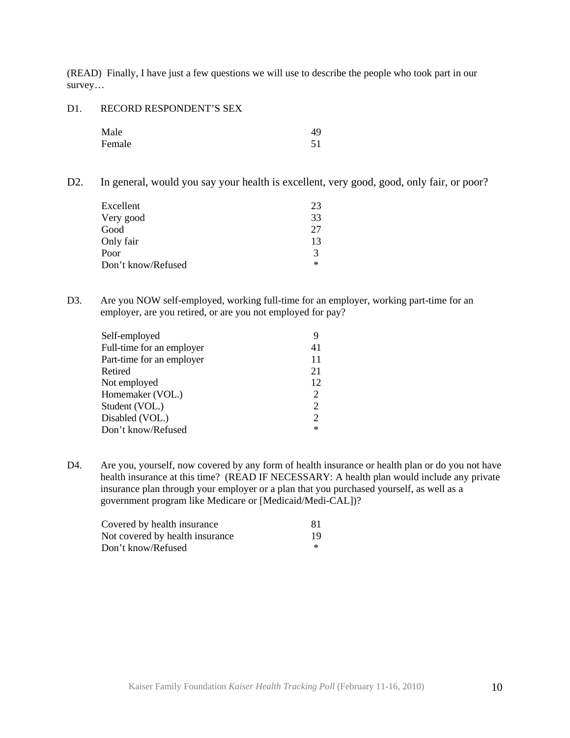(READ) Finally, I have just a few questions we will use to describe the people who took part in our survey…

D1. RECORD RESPONDENT'S SEX

| | |
|---|---|
| Male | 49 |
| Female | 51 |

D2. In general, would you say your health is excellent, very good, good, only fair, or poor?

| | |
|---|---|
| Excellent | 23 |
| Very good | 33 |
| Good | 27 |
| Only fair | 13 |
| Poor | 3 |
| Don't know/Refused | * |

D3. Are you NOW self-employed, working full-time for an employer, working part-time for an employer, are you retired, or are you not employed for pay?

| | |
|---|---|
| Self-employed | 9 |
| Full-time for an employer | 41 |
| Part-time for an employer | 11 |
| Retired | 21 |
| Not employed | 12 |
| Homemaker (VOL.) | 2 |
| Student (VOL.) | 2 |
| Disabled (VOL.) | 2 |
| Don't know/Refused | * |

D4. Are you, yourself, now covered by any form of health insurance or health plan or do you not have health insurance at this time? (READ IF NECESSARY: A health plan would include any private insurance plan through your employer or a plan that you purchased yourself, as well as a government program like Medicare or [Medicaid/Medi-CAL])?

| | |
|---|---|
| Covered by health insurance | 81 |
| Not covered by health insurance | 19 |
| Don't know/Refused | * |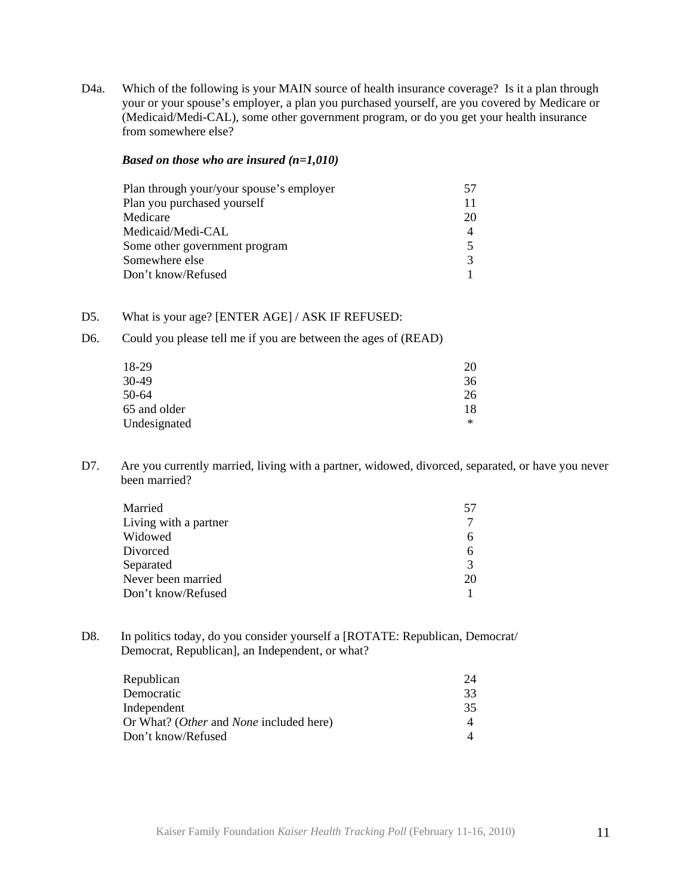D4a. Which of the following is your MAIN source of health insurance coverage? Is it a plan through your or your spouse's employer, a plan you purchased yourself, are you covered by Medicare or (Medicaid/Medi-CAL), some other government program, or do you get your health insurance from somewhere else?

***Based on those who are insured (n=1,010)***

| | |
|---|---|
| Plan through your/your spouse's employer | 57 |
| Plan you purchased yourself | 11 |
| Medicare | 20 |
| Medicaid/Medi-CAL | 4 |
| Some other government program | 5 |
| Somewhere else | 3 |
| Don't know/Refused | 1 |

D5. What is your age? [ENTER AGE] / ASK IF REFUSED:

D6. Could you please tell me if you are between the ages of (READ)

| | |
|---|---|
| 18-29 | 20 |
| 30-49 | 36 |
| 50-64 | 26 |
| 65 and older | 18 |
| Undesignated | * |

D7. Are you currently married, living with a partner, widowed, divorced, separated, or have you never been married?

| | |
|---|---|
| Married | 57 |
| Living with a partner | 7 |
| Widowed | 6 |
| Divorced | 6 |
| Separated | 3 |
| Never been married | 20 |
| Don't know/Refused | 1 |

D8. In politics today, do you consider yourself a [ROTATE: Republican, Democrat/ Democrat, Republican], an Independent, or what?

| | |
|---|---|
| Republican | 24 |
| Democratic | 33 |
| Independent | 35 |
| Or What? (*Other* and *None* included here) | 4 |
| Don't know/Refused | 4 |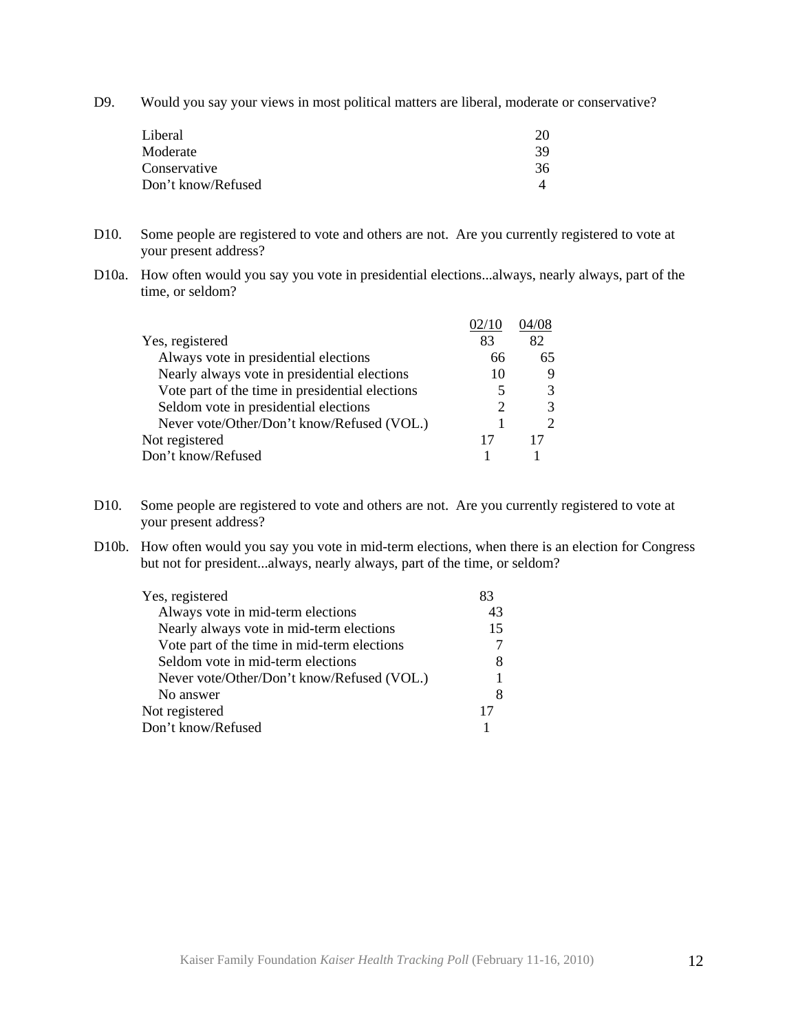D9. Would you say your views in most political matters are liberal, moderate or conservative?

| | |
|---|---|
| Liberal | 20 |
| Moderate | 39 |
| Conservative | 36 |
| Don't know/Refused | 4 |

D10. Some people are registered to vote and others are not. Are you currently registered to vote at your present address?

D10a. How often would you say you vote in presidential elections...always, nearly always, part of the time, or seldom?

| | 02/10 | 04/08 |
|---|---|---|
| Yes, registered | 83 | 82 |
| Always vote in presidential elections | 66 | 65 |
| Nearly always vote in presidential elections | 10 | 9 |
| Vote part of the time in presidential elections | 5 | 3 |
| Seldom vote in presidential elections | 2 | 3 |
| Never vote/Other/Don't know/Refused (VOL.) | 1 | 2 |
| Not registered | 17 | 17 |
| Don't know/Refused | 1 | 1 |

D10. Some people are registered to vote and others are not. Are you currently registered to vote at your present address?

D10b. How often would you say you vote in mid-term elections, when there is an election for Congress but not for president...always, nearly always, part of the time, or seldom?

| | |
|---|---|
| Yes, registered | 83 |
| Always vote in mid-term elections | 43 |
| Nearly always vote in mid-term elections | 15 |
| Vote part of the time in mid-term elections | 7 |
| Seldom vote in mid-term elections | 8 |
| Never vote/Other/Don't know/Refused (VOL.) | 1 |
| No answer | 8 |
| Not registered | 17 |
| Don't know/Refused | 1 |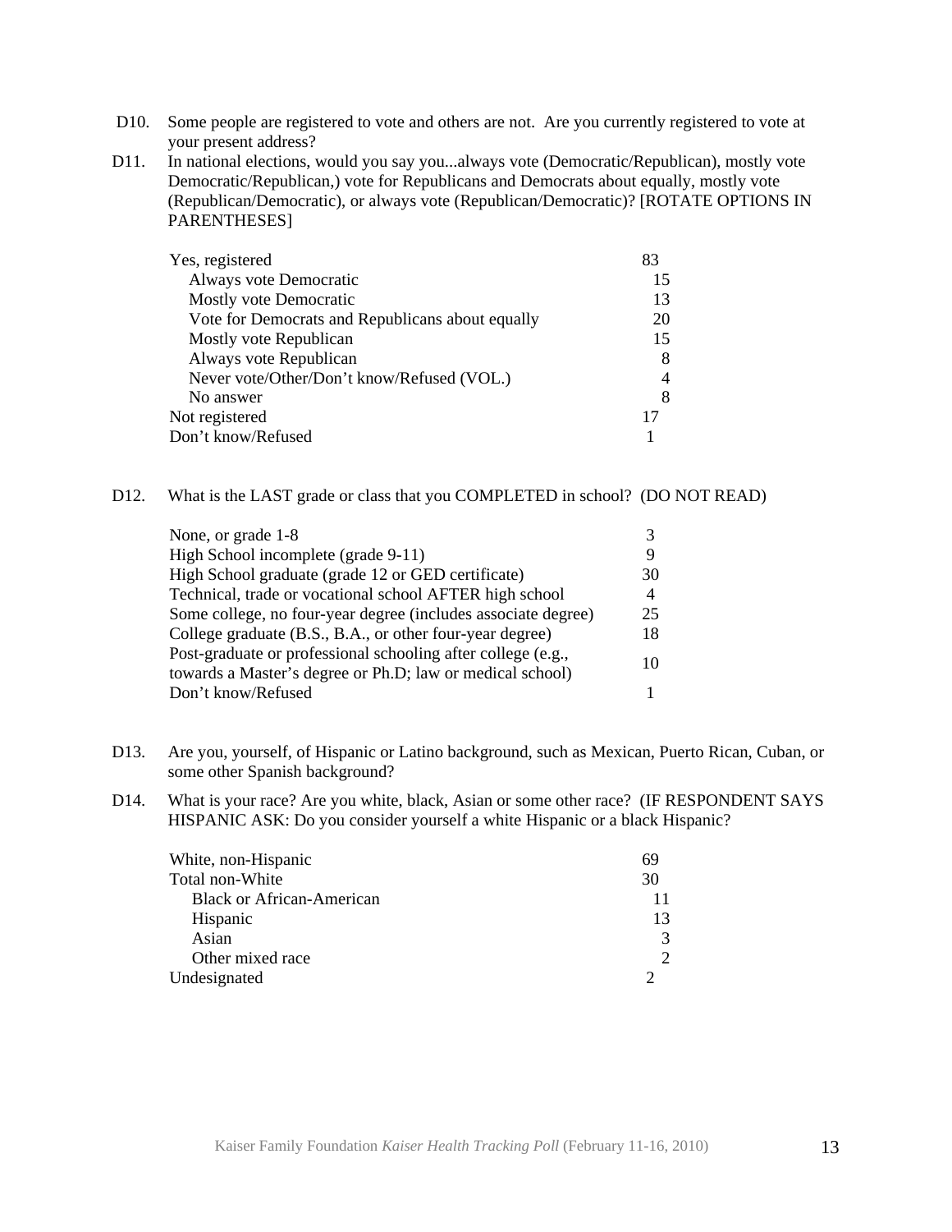D10. Some people are registered to vote and others are not. Are you currently registered to vote at your present address?

D11. In national elections, would you say you...always vote (Democratic/Republican), mostly vote Democratic/Republican,) vote for Republicans and Democrats about equally, mostly vote (Republican/Democratic), or always vote (Republican/Democratic)? [ROTATE OPTIONS IN PARENTHESES]

| | |
|---|---|
| Yes, registered | 83 |
| Always vote Democratic | 15 |
| Mostly vote Democratic | 13 |
| Vote for Democrats and Republicans about equally | 20 |
| Mostly vote Republican | 15 |
| Always vote Republican | 8 |
| Never vote/Other/Don't know/Refused (VOL.) | 4 |
| No answer | 8 |
| Not registered | 17 |
| Don't know/Refused | 1 |

D12. What is the LAST grade or class that you COMPLETED in school? (DO NOT READ)

| | |
|---|---|
| None, or grade 1-8 | 3 |
| High School incomplete (grade 9-11) | 9 |
| High School graduate (grade 12 or GED certificate) | 30 |
| Technical, trade or vocational school AFTER high school | 4 |
| Some college, no four-year degree (includes associate degree) | 25 |
| College graduate (B.S., B.A., or other four-year degree) | 18 |
| Post-graduate or professional schooling after college (e.g., towards a Master's degree or Ph.D; law or medical school) | 10 |
| Don't know/Refused | 1 |

D13. Are you, yourself, of Hispanic or Latino background, such as Mexican, Puerto Rican, Cuban, or some other Spanish background?

D14. What is your race? Are you white, black, Asian or some other race? (IF RESPONDENT SAYS HISPANIC ASK: Do you consider yourself a white Hispanic or a black Hispanic?

| | |
|---|---|
| White, non-Hispanic | 69 |
| Total non-White | 30 |
| Black or African-American | 11 |
| Hispanic | 13 |
| Asian | 3 |
| Other mixed race | 2 |
| Undesignated | 2 |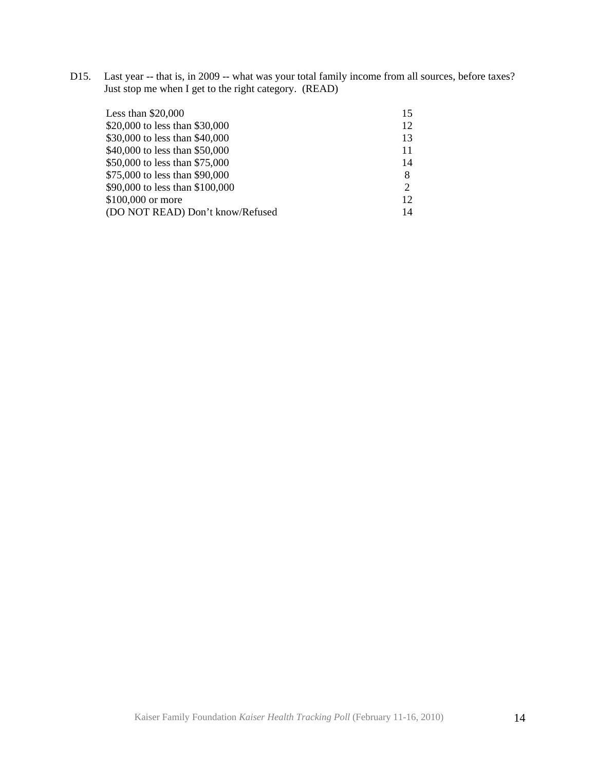D15. Last year -- that is, in 2009 -- what was your total family income from all sources, before taxes? Just stop me when I get to the right category. (READ)

| | |
|---|---|
| Less than $20,000 | 15 |
| $20,000 to less than $30,000 | 12 |
| $30,000 to less than $40,000 | 13 |
| $40,000 to less than $50,000 | 11 |
| $50,000 to less than $75,000 | 14 |
| $75,000 to less than $90,000 | 8 |
| $90,000 to less than $100,000 | 2 |
| $100,000 or more | 12 |
| (DO NOT READ) Don't know/Refused | 14 |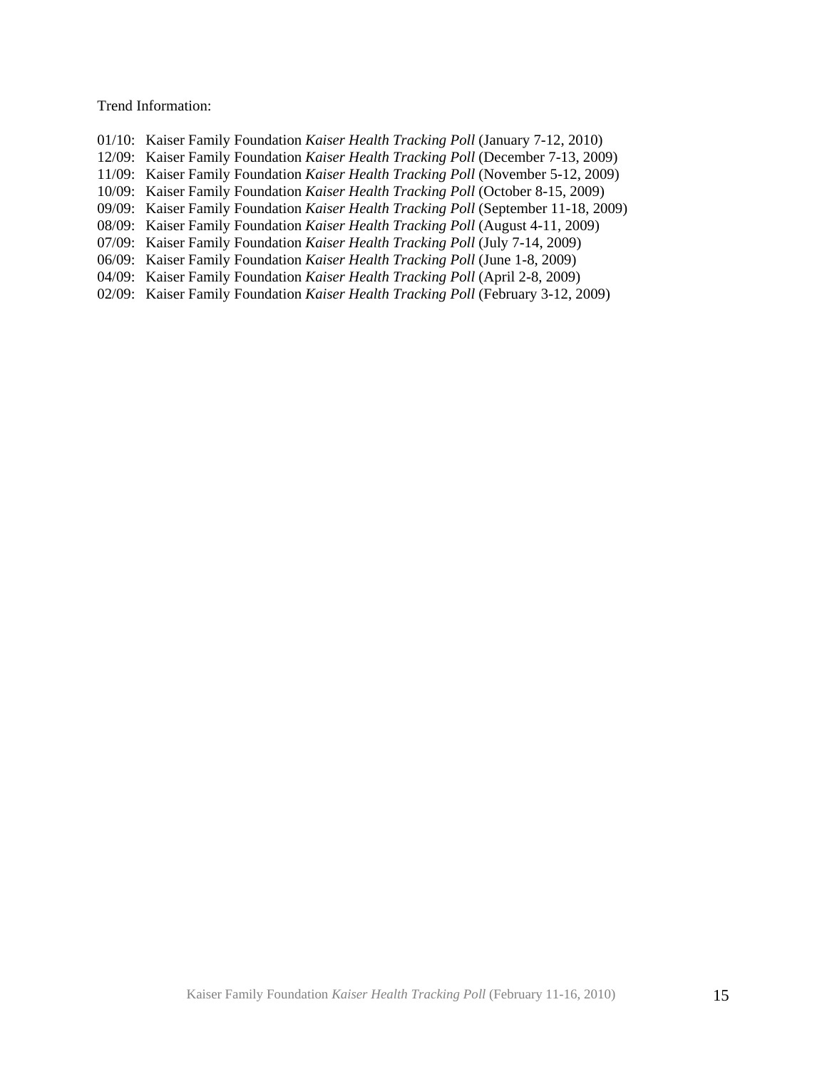Trend Information:

01/10: Kaiser Family Foundation *Kaiser Health Tracking Poll* (January 7-12, 2010)
12/09: Kaiser Family Foundation *Kaiser Health Tracking Poll* (December 7-13, 2009)
11/09: Kaiser Family Foundation *Kaiser Health Tracking Poll* (November 5-12, 2009)
10/09: Kaiser Family Foundation *Kaiser Health Tracking Poll* (October 8-15, 2009)
09/09: Kaiser Family Foundation *Kaiser Health Tracking Poll* (September 11-18, 2009)
08/09: Kaiser Family Foundation *Kaiser Health Tracking Poll* (August 4-11, 2009)
07/09: Kaiser Family Foundation *Kaiser Health Tracking Poll* (July 7-14, 2009)
06/09: Kaiser Family Foundation *Kaiser Health Tracking Poll* (June 1-8, 2009)
04/09: Kaiser Family Foundation *Kaiser Health Tracking Poll* (April 2-8, 2009)
02/09: Kaiser Family Foundation *Kaiser Health Tracking Poll* (February 3-12, 2009)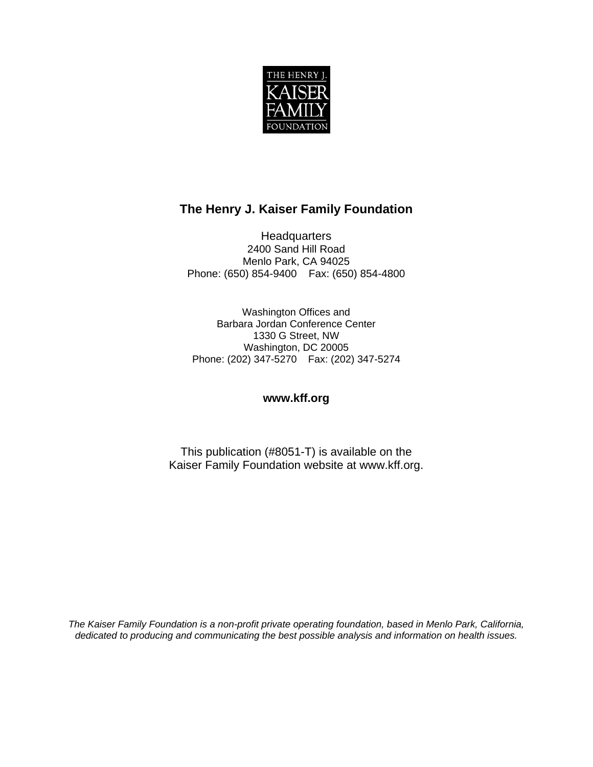THE HENRY J.
KAISER
FAMILY
FOUNDATION

**The Henry J. Kaiser Family Foundation**

Headquarters
2400 Sand Hill Road
Menlo Park, CA 94025
Phone: (650) 854-9400    Fax: (650) 854-4800

Washington Offices and
Barbara Jordan Conference Center
1330 G Street, NW
Washington, DC 20005
Phone: (202) 347-5270    Fax: (202) 347-5274

**www.kff.org**

This publication (#8051-T) is available on the
Kaiser Family Foundation website at www.kff.org.

*The Kaiser Family Foundation is a non-profit private operating foundation, based in Menlo Park, California, dedicated to producing and communicating the best possible analysis and information on health issues.*